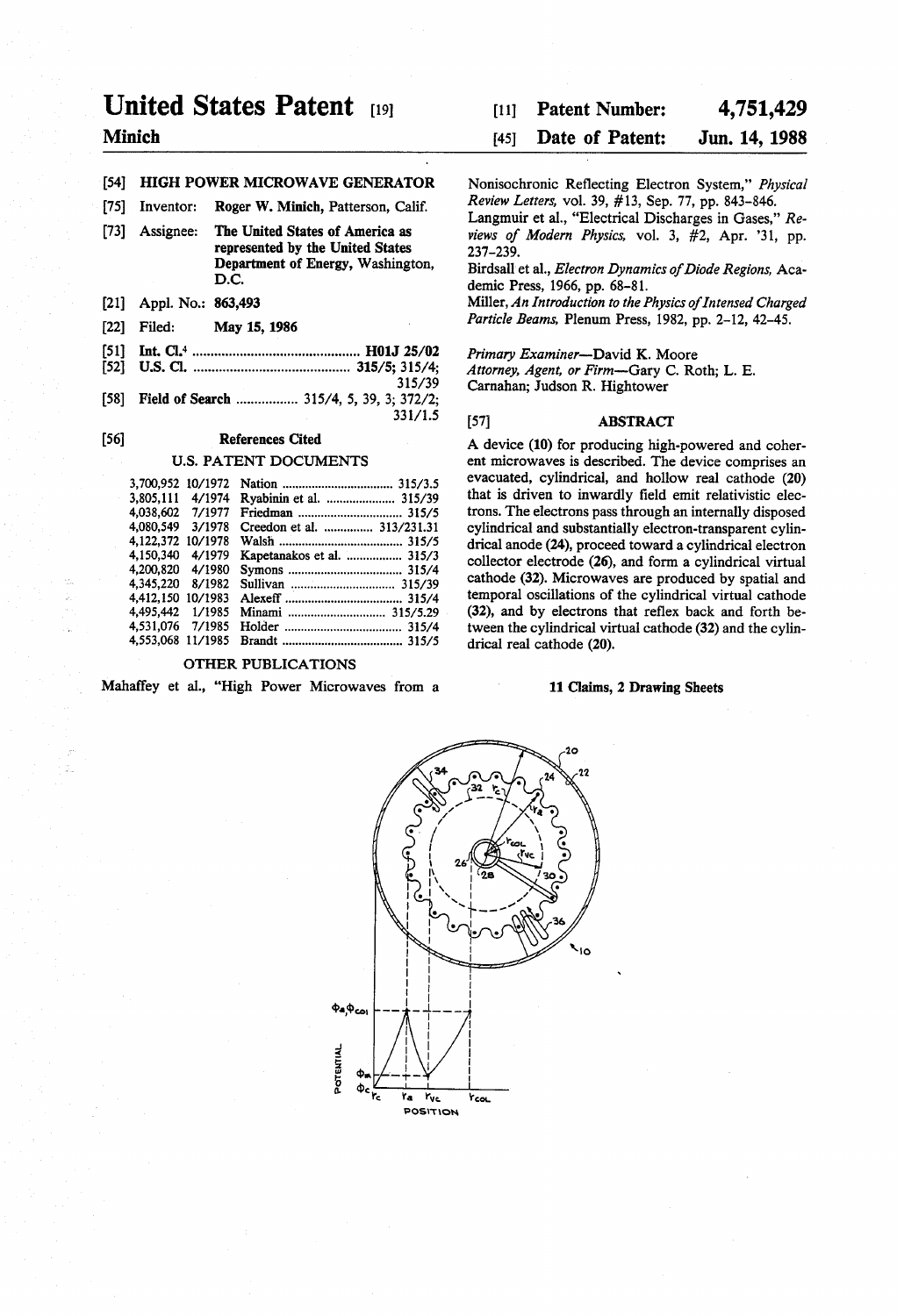# United States Patent [19]

**Minich**

[11] **Patent Number: 4,751,429**

[45] **Date of Patent: Jun. 14, 1988**

[54] **HIGH POWER MICROWAVE GENERATOR**

[75] Inventor: **Roger W. Minich**, Patterson, Calif.

[73] Assignee: **The United States of America as represented by the United States Department of Energy**, Washington, D.C.

[21] Appl. No.: **863,493**

[22] Filed: **May 15, 1986**

[51] Int. Cl.[4] .............................. **H01J 25/02**

[52] U.S. Cl. .............................. **315/5**; 315/4; 315/39

[58] Field of Search .............. 315/4, 5, 39, 3; 372/2; 331/1.5

[56] **References Cited**

U.S. PATENT DOCUMENTS

| | | | |
|---|---|---|---|
| 3,700,952 | 10/1972 | Nation | 315/3.5 |
| 3,805,111 | 4/1974 | Ryabinin et al. | 315/39 |
| 4,038,602 | 7/1977 | Friedman | 315/5 |
| 4,080,549 | 3/1978 | Creedon et al. | 313/231.31 |
| 4,122,372 | 10/1978 | Walsh | 315/5 |
| 4,150,340 | 4/1979 | Kapetanakos et al. | 315/3 |
| 4,200,820 | 4/1980 | Symons | 315/4 |
| 4,345,220 | 8/1982 | Sullivan | 315/39 |
| 4,412,150 | 10/1983 | Alexeff | 315/4 |
| 4,495,442 | 1/1985 | Minami | 315/5.29 |
| 4,531,076 | 7/1985 | Holder | 315/4 |
| 4,553,068 | 11/1985 | Brandt | 315/5 |

OTHER PUBLICATIONS

Mahaffey et al., "High Power Microwaves from a Nonisochronic Reflecting Electron System," *Physical Review Letters*, vol. 39, #13, Sep. 77, pp. 843–846.

Langmuir et al., "Electrical Discharges in Gases," *Reviews of Modern Physics*, vol. 3, #2, Apr. '31, pp. 237–239.

Birdsall et al., *Electron Dynamics of Diode Regions*, Academic Press, 1966, pp. 68–81.

Miller, *An Introduction to the Physics of Intensed Charged Particle Beams*, Plenum Press, 1982, pp. 2–12, 42–45.

*Primary Examiner*—David K. Moore

*Attorney, Agent, or Firm*—Gary C. Roth; L. E. Carnahan; Judson R. Hightower

[57] **ABSTRACT**

A device (10) for producing high-powered and coherent microwaves is described. The device comprises an evacuated, cylindrical, and hollow real cathode (20) that is driven to inwardly field emit relativistic electrons. The electrons pass through an internally disposed cylindrical and substantially electron-transparent cylindrical anode (24), proceed toward a cylindrical electron collector electrode (26), and form a cylindrical virtual cathode (32). Microwaves are produced by spatial and temporal oscillations of the cylindrical virtual cathode (32), and by electrons that reflex back and forth between the cylindrical virtual cathode (32) and the cylindrical real cathode (20).

**11 Claims, 2 Drawing Sheets**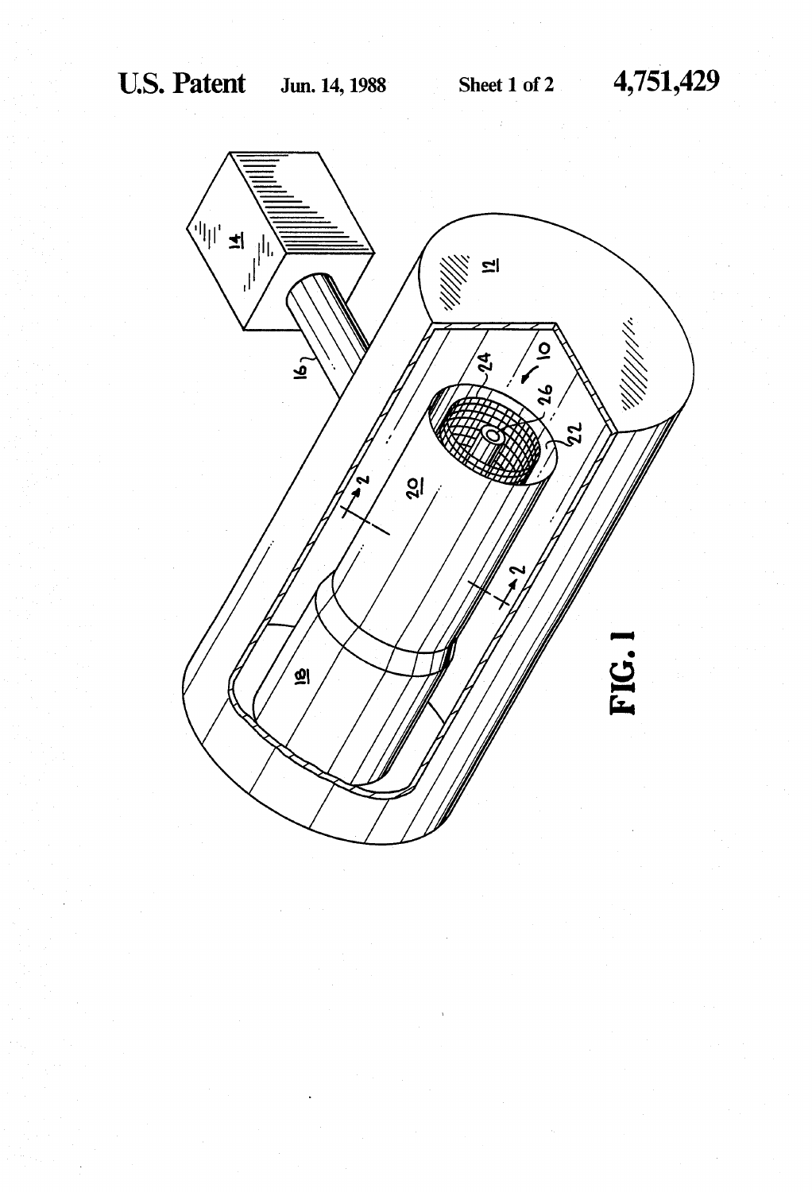FIG. 1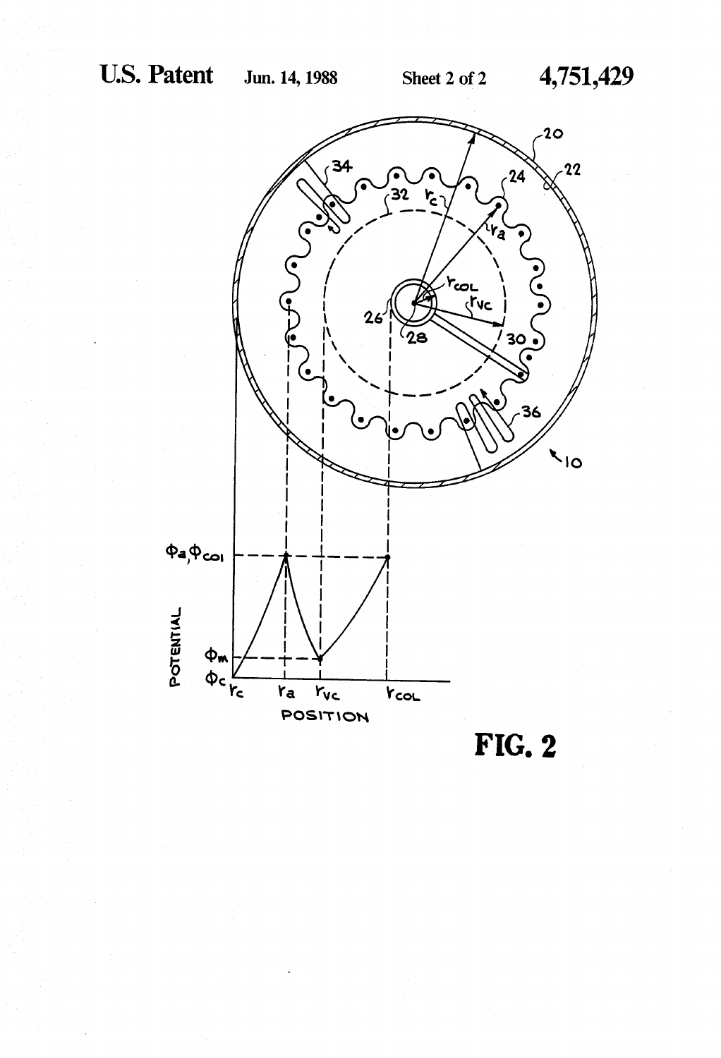FIG. 2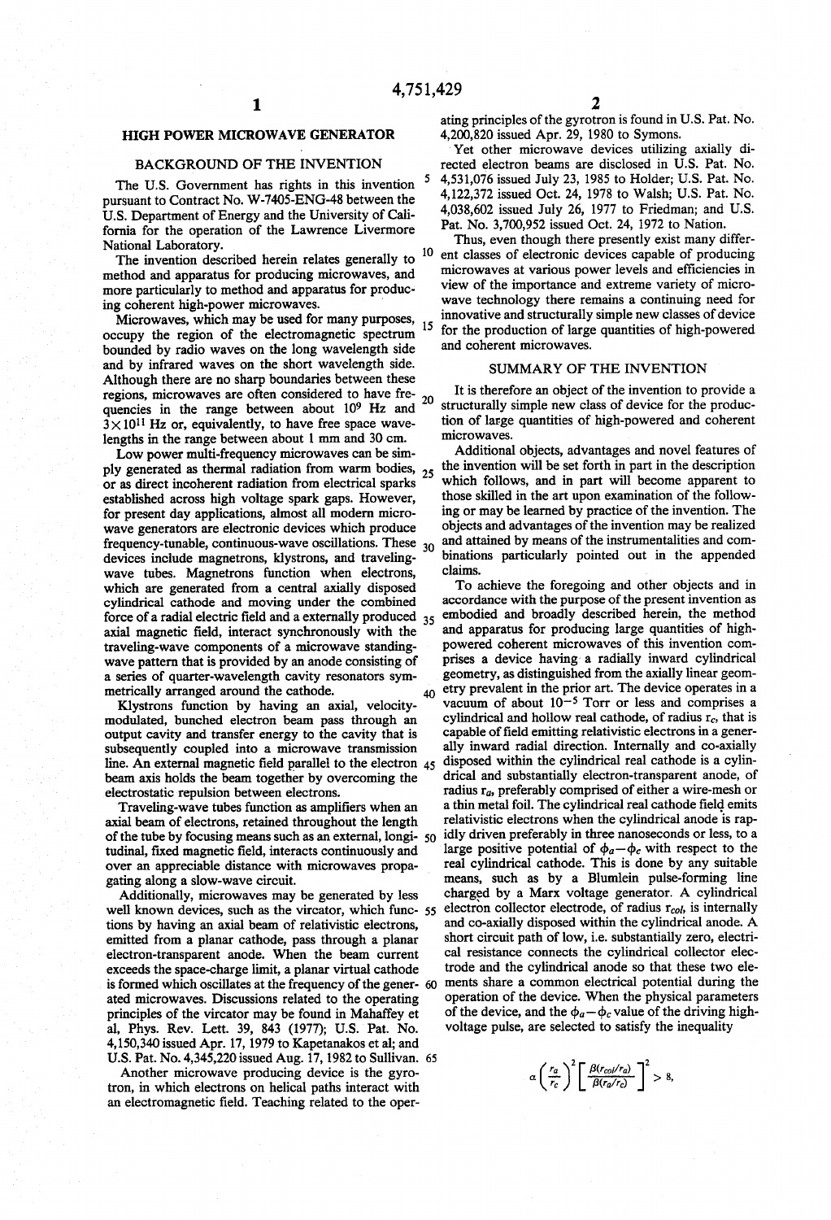## HIGH POWER MICROWAVE GENERATOR

### BACKGROUND OF THE INVENTION

The U.S. Government has rights in this invention pursuant to Contract No. W-7405-ENG-48 between the U.S. Department of Energy and the University of California for the operation of the Lawrence Livermore National Laboratory.

The invention described herein relates generally to method and apparatus for producing microwaves, and more particularly to method and apparatus for producing coherent high-power microwaves.

Microwaves, which may be used for many purposes, occupy the region of the electromagnetic spectrum bounded by radio waves on the long wavelength side and by infrared waves on the short wavelength side. Although there are no sharp boundaries between these regions, microwaves are often considered to have frequencies in the range between about $10^9$ Hz and $3\times10^{11}$ Hz or, equivalently, to have free space wavelengths in the range between about 1 mm and 30 cm.

Low power multi-frequency microwaves can be simply generated as thermal radiation from warm bodies, or as direct incoherent radiation from electrical sparks established across high voltage spark gaps. However, for present day applications, almost all modern microwave generators are electronic devices which produce frequency-tunable, continuous-wave oscillations. These devices include magnetrons, klystrons, and traveling-wave tubes. Magnetrons function when electrons, which are generated from a central axially disposed cylindrical cathode and moving under the combined force of a radial electric field and a externally produced axial magnetic field, interact synchronously with the traveling-wave components of a microwave standing-wave pattern that is provided by an anode consisting of a series of quarter-wavelength cavity resonators symmetrically arranged around the cathode.

Klystrons function by having an axial, velocity-modulated, bunched electron beam pass through an output cavity and transfer energy to the cavity that is subsequently coupled into a microwave transmission line. An external magnetic field parallel to the electron beam axis holds the beam together by overcoming the electrostatic repulsion between electrons.

Traveling-wave tubes function as amplifiers when an axial beam of electrons, retained throughout the length of the tube by focusing means such as an external, longitudinal, fixed magnetic field, interacts continuously and over an appreciable distance with microwaves propagating along a slow-wave circuit.

Additionally, microwaves may be generated by less well known devices, such as the vircator, which functions by having an axial beam of relativistic electrons, emitted from a planar cathode, pass through a planar electron-transparent anode. When the beam current exceeds the space-charge limit, a planar virtual cathode is formed which oscillates at the frequency of the generated microwaves. Discussions related to the operating principles of the vircator may be found in Mahaffey et al, Phys. Rev. Lett. 39, 843 (1977); U.S. Pat. No. 4,150,340 issued Apr. 17, 1979 to Kapetanakos et al; and U.S. Pat. No. 4,345,220 issued Aug. 17, 1982 to Sullivan.

Another microwave producing device is the gyrotron, in which electrons on helical paths interact with an electromagnetic field. Teaching related to the operating principles of the gyrotron is found in U.S. Pat. No. 4,200,820 issued Apr. 29, 1980 to Symons.

Yet other microwave devices utilizing axially directed electron beams are disclosed in U.S. Pat. No. 4,531,076 issued July 23, 1985 to Holder; U.S. Pat. No. 4,122,372 issued Oct. 24, 1978 to Walsh; U.S. Pat. No. 4,038,602 issued July 26, 1977 to Friedman; and U.S. Pat. No. 3,700,952 issued Oct. 24, 1972 to Nation.

Thus, even though there presently exist many different classes of electronic devices capable of producing microwaves at various power levels and efficiencies in view of the importance and extreme variety of microwave technology there remains a continuing need for innovative and structurally simple new classes of device for the production of large quantities of high-powered and coherent microwaves.

### SUMMARY OF THE INVENTION

It is therefore an object of the invention to provide a structurally simple new class of device for the production of large quantities of high-powered and coherent microwaves.

Additional objects, advantages and novel features of the invention will be set forth in part in the description which follows, and in part will become apparent to those skilled in the art upon examination of the following or may be learned by practice of the invention. The objects and advantages of the invention may be realized and attained by means of the instrumentalities and combinations particularly pointed out in the appended claims.

To achieve the foregoing and other objects and in accordance with the purpose of the present invention as embodied and broadly described herein, the method and apparatus for producing large quantities of high-powered coherent microwaves of this invention comprises a device having a radially inward cylindrical geometry, as distinguished from the axially linear geometry prevalent in the prior art. The device operates in a vacuum of about $10^{-5}$ Torr or less and comprises a cylindrical and hollow real cathode, of radius $r_c$, that is capable of field emitting relativistic electrons in a generally inward radial direction. Internally and co-axially disposed within the cylindrical real cathode is a cylindrical and substantially electron-transparent anode, of radius $r_a$, preferably comprised of either a wire-mesh or a thin metal foil. The cylindrical real cathode field emits relativistic electrons when the cylindrical anode is rapidly driven preferably in three nanoseconds or less, to a large positive potential of $\phi_a-\phi_c$ with respect to the real cylindrical cathode. This is done by any suitable means, such as by a Blumlein pulse-forming line charged by a Marx voltage generator. A cylindrical electron collector electrode, of radius $r_{col}$, is internally and co-axially disposed within the cylindrical anode. A short circuit path of low, i.e. substantially zero, electrical resistance connects the cylindrical collector electrode and the cylindrical anode so that these two elements share a common electrical potential during the operation of the device. When the physical parameters of the device, and the $\phi_a-\phi_c$ value of the driving high-voltage pulse, are selected to satisfy the inequality

$$\alpha\left(\frac{r_a}{r_c}\right)^2\left[\frac{\beta(r_{col}/r_a)}{\beta(r_a/r_c)}\right]^2 > 8,$$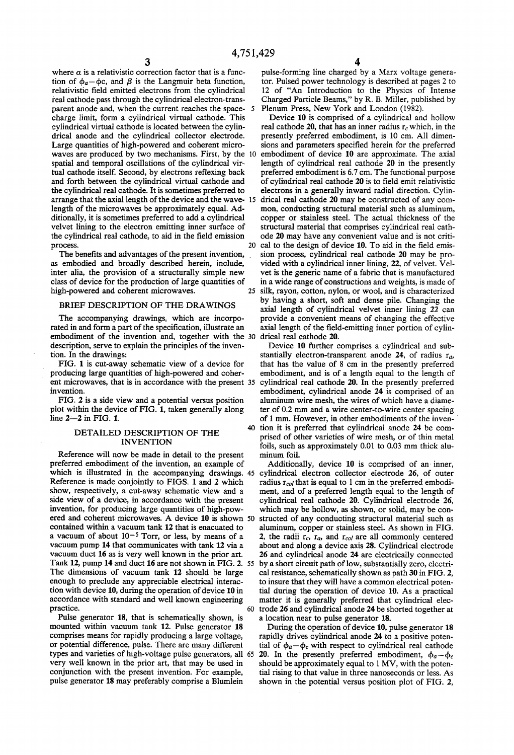where $\alpha$ is a relativistic correction factor that is a function of $\phi_a - \phi_c$, and $\beta$ is the Langmuir beta function, relativistic field emitted electrons from the cylindrical real cathode pass through the cylindrical electron-transparent anode and, when the current reaches the space-charge limit, form a cylindrical virtual cathode. This cylindrical virtual cathode is located between the cylindrical anode and the cylindrical collector electrode. Large quantities of high-powered and coherent microwaves are produced by two mechanisms. First, by the spatial and temporal oscillations of the cylindrical virtual cathode itself. Second, by electrons reflexing back and forth between the cylindrical virtual cathode and the cylindrical real cathode. It is sometimes preferred to arrange that the axial length of the device and the wavelength of the microwaves be approximately equal. Additionally, it is sometimes preferred to add a cylindrical velvet lining to the electron emitting inner surface of the cylindrical real cathode, to aid in the field emission process.

The benefits and advantages of the present invention, as embodied and broadly described herein, include, inter alia, the provision of a structurally simple new class of device for the production of large quantities of high-powered and coherent microwaves.

## BRIEF DESCRIPTION OF THE DRAWINGS

The accompanying drawings, which are incorporated in and form a part of the specification, illustrate an embodiment of the invention and, together with the description, serve to explain the principles of the invention. In the drawings:

FIG. 1 is cut-away schematic view of a device for producing large quantities of high-powered and coherent microwaves, that is in accordance with the present invention.

FIG. 2 is a side view and a potential versus position plot within the device of FIG. 1, taken generally along line 2—2 in FIG. 1.

## DETAILED DESCRIPTION OF THE INVENTION

Reference will now be made in detail to the present preferred embodiment of the invention, an example of which is illustrated in the accompanying drawings. Reference is made conjointly to FIGS. 1 and 2 which show, respectively, a cut-away schematic view and a side view of a device, in accordance with the present invention, for producing large quantities of high-powered and coherent microwaves. A device **10** is shown contained within a vacuum tank **12** that is enacuated to a vacuum of about $10^{-5}$ Torr, or less, by means of a vacuum pump **14** that communicates with tank **12** via a vacuum duct **16** as is very well known in the prior art. Tank **12**, pump **14** and duct **16** are not shown in FIG. 2. The dimensions of vacuum tank **12** should be large enough to preclude any appreciable electrical interaction with device **10**, during the operation of device **10** in accordance with standard and well known engineering practice.

Pulse generator **18**, that is schematically shown, is mounted within vacuum tank **12**. Pulse generator **18** comprises means for rapidly producing a large voltage, or potential difference, pulse. There are many different types and varieties of high-voltage pulse generators, all very well known in the prior art, that may be used in conjunction with the present invention. For example, pulse generator **18** may preferably comprise a Blumlein pulse-forming line charged by a Marx voltage generator. Pulsed power technology is described at pages 2 to 12 of "An Introduction to the Physics of Intense Charged Particle Beams," by R. B. Miller, published by Plenum Press, New York and London (1982).

Device **10** is comprised of a cylindrical and hollow real cathode **20**, that has an inner radius $r_c$ which, in the presently preferred embodiment, is 10 cm. All dimensions and parameters specified herein for the preferred embodiment of device **10** are approximate. The axial length of cylindrical real cathode **20** in the presently preferred embodiment is 6.7 cm. The functional purpose of cylindrical real cathode **20** is to field emit relativistic electrons in a generally inward radial direction. Cylindrical real cathode **20** may be constructed of any common, conducting structural material such as aluminum, copper or stainless steel. The actual thickness of the structural material that comprises cylindrical real cathode **20** may have any convenient value and is not critical to the design of device **10**. To aid in the field emission process, cylindrical real cathode **20** may be provided with a cylindrical inner lining, **22**, of velvet. Velvet is the generic name of a fabric that is manufactured in a wide range of constructions and weights, is made of silk, rayon, cotton, nylon, or wool, and is characterized by having a short, soft and dense pile. Changing the axial length of cylindrical velvet inner lining **22** can provide a convenient means of changing the effective axial length of the field-emitting inner portion of cylindrical real cathode **20**.

Device **10** further comprises a cylindrical and substantially electron-transparent anode **24**, of radius $r_a$, that has the value of 8 cm in the presently preferred embodiment, and is of a length equal to the length of cylindrical real cathode **20**. In the presently preferred embodiment, cylindrical anode **24** is comprised of an aluminum wire mesh, the wires of which have a diameter of 0.2 mm and a wire center-to-wire center spacing of 1 mm. However, in other embodiments of the invention it is preferred that cylindrical anode **24** be comprised of other varieties of wire mesh, or of thin metal foils, such as approximately 0.01 to 0.03 mm thick aluminum foil.

Additionally, device **10** is comprised of an inner, cylindrical electron collector electrode **26**, of outer radius $r_{col}$ that is equal to 1 cm in the preferred embodiment, and of a preferred length equal to the length of cylindrical real cathode **20**. Cylindrical electrode **26**, which may be hollow, as shown, or solid, may be constructed of any conducting structural material such as aluminum, copper or stainless steel. As shown in FIG. 2, the radii $r_c$, $r_a$, and $r_{col}$ are all commonly centered about and along a device axis **28**. Cylindrical electrode **26** and cylindrical anode **24** are electrically connected by a short circuit path of low, substantially zero, electrical resistance, schematically shown as path **30** in FIG. 2, to insure that they will have a common electrical potential during the operation of device **10**. As a practical matter it is generally preferred that cylindrical electrode **26** and cylindrical anode **24** be shorted together at a location near to pulse generator **18**.

During the operation of device **10**, pulse generator **18** rapidly drives cylindrical anode **24** to a positive potential of $\phi_a - \phi_c$ with respect to cylindrical real cathode **20**. In the presently preferred embodiment, $\phi_a - \phi_c$ should be approximately equal to 1 MV, with the potential rising to that value in three nanoseconds or less. As shown in the potential versus position plot of FIG. 2,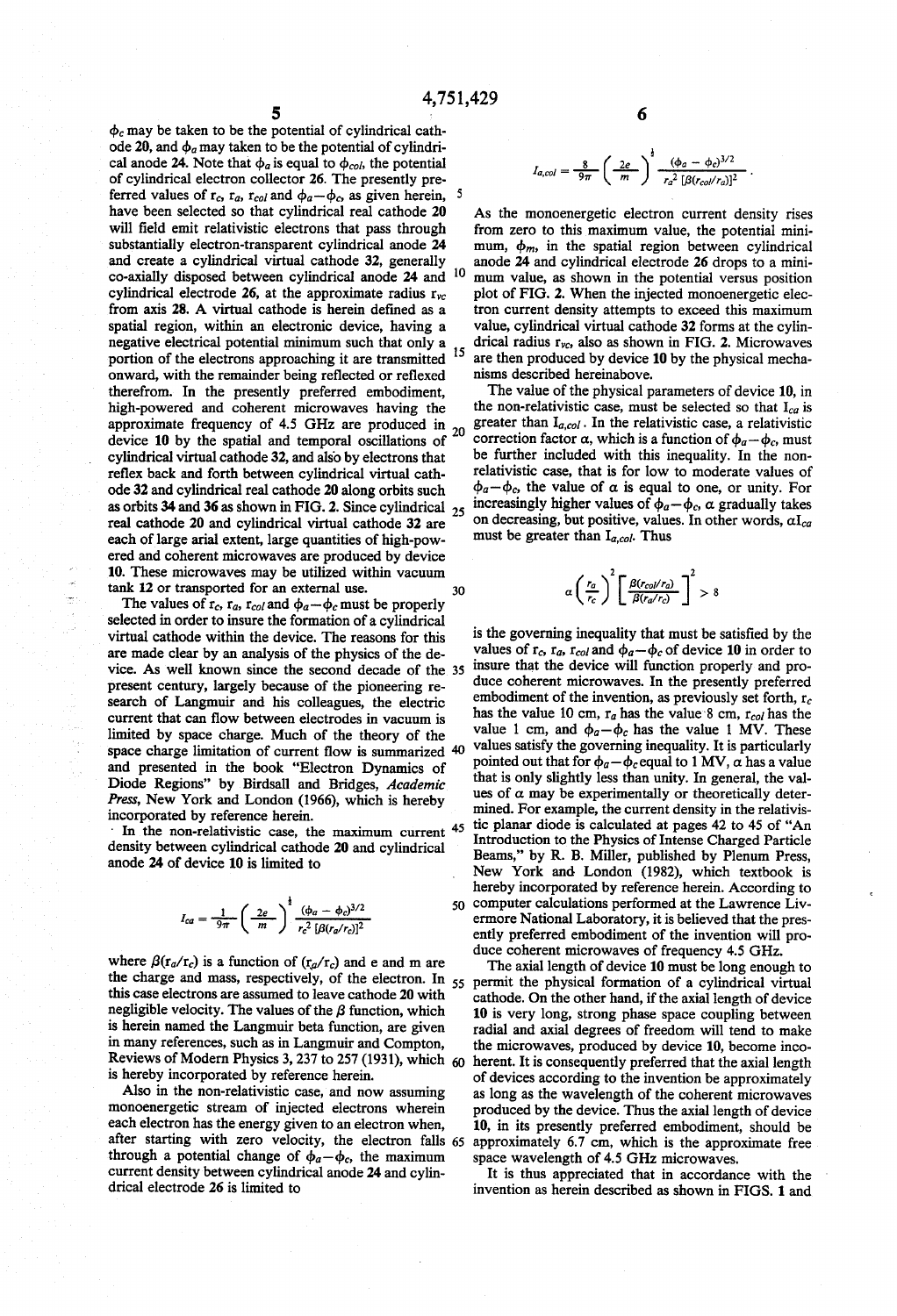$\phi_c$ may be taken to be the potential of cylindrical cathode **20**, and $\phi_a$ may taken to be the potential of cylindrical anode **24**. Note that $\phi_a$ is equal to $\phi_{col}$, the potential of cylindrical electron collector **26**. The presently preferred values of $r_c$, $r_a$, $r_{col}$ and $\phi_a - \phi_c$, as given herein, have been selected so that cylindrical real cathode **20** will field emit relativistic electrons that pass through substantially electron-transparent cylindrical anode **24** and create a cylindrical virtual cathode **32**, generally co-axially disposed between cylindrical anode **24** and cylindrical electrode **26**, at the approximate radius $r_{vc}$ from axis **28**. A virtual cathode is herein defined as a spatial region, within an electronic device, having a negative electrical potential minimum such that only a portion of the electrons approaching it are transmitted onward, with the remainder being reflected or reflexed therefrom. In the presently preferred embodiment, high-powered and coherent microwaves having the approximate frequency of 4.5 GHz are produced in device **10** by the spatial and temporal oscillations of cylindrical virtual cathode **32**, and also by electrons that reflex back and forth between cylindrical virtual cathode **32** and cylindrical real cathode **20** along orbits such as orbits **34** and **36** as shown in FIG. 2. Since cylindrical real cathode **20** and cylindrical virtual cathode **32** are each of large arial extent, large quantities of high-powered and coherent microwaves are produced by device **10**. These microwaves may be utilized within vacuum tank **12** or transported for an external use.

The values of $r_c$, $r_a$, $r_{col}$ and $\phi_a - \phi_c$ must be properly selected in order to insure the formation of a cylindrical virtual cathode within the device. The reasons for this are made clear by an analysis of the physics of the device. As well known since the second decade of the present century, largely because of the pioneering research of Langmuir and his colleagues, the electric current that can flow between electrodes in vacuum is limited by space charge. Much of the theory of the space charge limitation of current flow is summarized and presented in the book "Electron Dynamics of Diode Regions" by Birdsall and Bridges, *Academic Press*, New York and London (1966), which is hereby incorporated by reference herein.

In the non-relativistic case, the maximum current density between cylindrical cathode **20** and cylindrical anode **24** of device **10** is limited to

$$I_{ca} = \frac{1}{9\pi}\left(\frac{2e}{m}\right)^{\frac{1}{2}} \frac{(\phi_a - \phi_c)^{3/2}}{r_c^2\,[\beta(r_a/r_c)]^2}$$

where $\beta(r_a/r_c)$ is a function of $(r_a/r_c)$ and e and m are the charge and mass, respectively, of the electron. In this case electrons are assumed to leave cathode **20** with negligible velocity. The values of the $\beta$ function, which is herein named the Langmuir beta function, are given in many references, such as in Langmuir and Compton, Reviews of Modern Physics 3, 237 to 257 (1931), which is hereby incorporated by reference herein.

Also in the non-relativistic case, and now assuming monoenergetic stream of injected electrons wherein each electron has the energy given to an electron when, after starting with zero velocity, the electron falls through a potential change of $\phi_a - \phi_c$, the maximum current density between cylindrical anode **24** and cylindrical electrode **26** is limited to

$$I_{a,col} = \frac{8}{9\pi}\left(\frac{2e}{m}\right)^{\frac{1}{2}} \frac{(\phi_a - \phi_c)^{3/2}}{r_a^2\,[\beta(r_{col}/r_a)]^2}.$$

As the monoenergetic electron current density rises from zero to this maximum value, the potential minimum, $\phi_m$, in the spatial region between cylindrical anode **24** and cylindrical electrode **26** drops to a minimum value, as shown in the potential versus position plot of FIG. 2. When the injected monoenergetic electron current density attempts to exceed this maximum value, cylindrical virtual cathode **32** forms at the cylindrical radius $r_{vc}$, also as shown in FIG. 2. Microwaves are then produced by device **10** by the physical mechanisms described hereinabove.

The value of the physical parameters of device **10**, in the non-relativistic case, must be selected so that $I_{ca}$ is greater than $I_{a,col}$. In the relativistic case, a relativistic correction factor $\alpha$, which is a function of $\phi_a - \phi_c$, must be further included with this inequality. In the non-relativistic case, that is for low to moderate values of $\phi_a - \phi_c$, the value of $\alpha$ is equal to one, or unity. For increasingly higher values of $\phi_a - \phi_c$, $\alpha$ gradually takes on decreasing, but positive, values. In other words, $\alpha I_{ca}$ must be greater than $I_{a,col}$. Thus

$$\alpha\left(\frac{r_a}{r_c}\right)^2\left[\frac{\beta(r_{col}/r_a)}{\beta(r_a/r_c)}\right]^2 > 8$$

is the governing inequality that must be satisfied by the values of $r_c$, $r_a$, $r_{col}$ and $\phi_a - \phi_c$ of device **10** in order to insure that the device will function properly and produce coherent microwaves. In the presently preferred embodiment of the invention, as previously set forth, $r_c$ has the value 10 cm, $r_a$ has the value 8 cm, $r_{col}$ has the value 1 cm, and $\phi_a - \phi_c$ has the value 1 MV. These values satisfy the governing inequality. It is particularly pointed out that for $\phi_a - \phi_c$ equal to 1 MV, $\alpha$ has a value that is only slightly less than unity. In general, the values of $\alpha$ may be experimentally or theoretically determined. For example, the current density in the relativistic planar diode is calculated at pages 42 to 45 of "An Introduction to the Physics of Intense Charged Particle Beams," by R. B. Miller, published by Plenum Press, New York and London (1982), which textbook is hereby incorporated by reference herein. According to computer calculations performed at the Lawrence Livermore National Laboratory, it is believed that the presently preferred embodiment of the invention will produce coherent microwaves of frequency 4.5 GHz.

The axial length of device **10** must be long enough to permit the physical formation of a cylindrical virtual cathode. On the other hand, if the axial length of device **10** is very long, strong phase space coupling between radial and axial degrees of freedom will tend to make the microwaves, produced by device **10**, become incoherent. It is consequently preferred that the axial length of devices according to the invention be approximately as long as the wavelength of the coherent microwaves produced by the device. Thus the axial length of device **10**, in its presently preferred embodiment, should be approximately 6.7 cm, which is the approximate free space wavelength of 4.5 GHz microwaves.

It is thus appreciated that in accordance with the invention as herein described as shown in FIGS. 1 and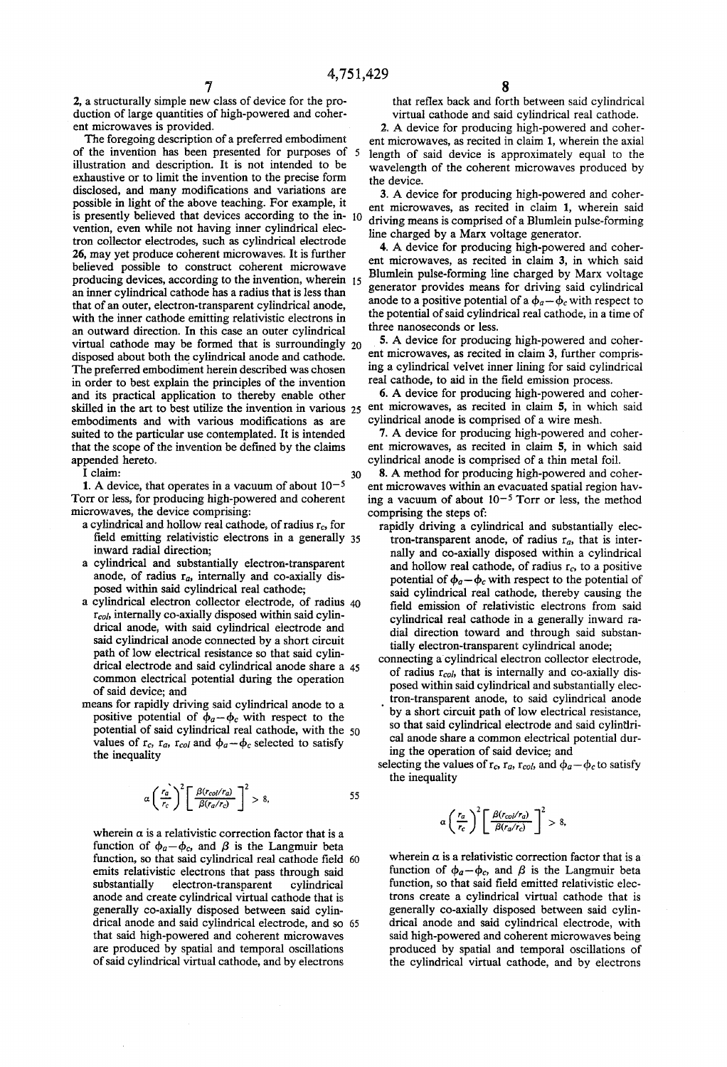2, a structurally simple new class of device for the production of large quantities of high-powered and coherent microwaves is provided.

The foregoing description of a preferred embodiment of the invention has been presented for purposes of illustration and description. It is not intended to be exhaustive or to limit the invention to the precise form disclosed, and many modifications and variations are possible in light of the above teaching. For example, it is presently believed that devices according to the invention, even while not having inner cylindrical electron collector electrodes, such as cylindrical electrode 26, may yet produce coherent microwaves. It is further believed possible to construct coherent microwave producing devices, according to the invention, wherein an inner cylindrical cathode has a radius that is less than that of an outer, electron-transparent cylindrical anode, with the inner cathode emitting relativistic electrons in an outward direction. In this case an outer cylindrical virtual cathode may be formed that is surroundingly disposed about both the cylindrical anode and cathode. The preferred embodiment herein described was chosen in order to best explain the principles of the invention and its practical application to thereby enable other skilled in the art to best utilize the invention in various embodiments and with various modifications as are suited to the particular use contemplated. It is intended that the scope of the invention be defined by the claims appended hereto.

I claim:

1. A device, that operates in a vacuum of about $10^{-5}$ Torr or less, for producing high-powered and coherent microwaves, the device comprising:
   - a cylindrical and hollow real cathode, of radius $r_c$, for field emitting relativistic electrons in a generally inward radial direction;
   - a cylindrical and substantially electron-transparent anode, of radius $r_a$, internally and co-axially disposed within said cylindrical real cathode;
   - a cylindrical electron collector electrode, of radius $r_{col}$, internally co-axially disposed within said cylindrical anode, with said cylindrical electrode and said cylindrical anode connected by a short circuit path of low electrical resistance so that said cylindrical electrode and said cylindrical anode share a common electrical potential during the operation of said device; and
   - means for rapidly driving said cylindrical anode to a positive potential of $\phi_a - \phi_c$ with respect to the potential of said cylindrical real cathode, with the values of $r_c$, $r_a$, $r_{col}$ and $\phi_a - \phi_c$ selected to satisfy the inequality

$$\alpha\left(\frac{r_a}{r_c}\right)^2\left[\frac{\beta(r_{col}/r_a)}{\beta(r_a/r_c)}\right]^2 > 8,$$

   wherein $\alpha$ is a relativistic correction factor that is a function of $\phi_a - \phi_c$, and $\beta$ is the Langmuir beta function, so that said cylindrical real cathode field emits relativistic electrons that pass through said substantially electron-transparent cylindrical anode and create cylindrical virtual cathode that is generally co-axially disposed between said cylindrical anode and said cylindrical electrode, and so that said high-powered and coherent microwaves are produced by spatial and temporal oscillations of said cylindrical virtual cathode, and by electrons that reflex back and forth between said cylindrical virtual cathode and said cylindrical real cathode.

2. A device for producing high-powered and coherent microwaves, as recited in claim 1, wherein the axial length of said device is approximately equal to the wavelength of the coherent microwaves produced by the device.

3. A device for producing high-powered and coherent microwaves, as recited in claim 1, wherein said driving means is comprised of a Blumlein pulse-forming line charged by a Marx voltage generator.

4. A device for producing high-powered and coherent microwaves, as recited in claim 3, in which said Blumlein pulse-forming line charged by Marx voltage generator provides means for driving said cylindrical anode to a positive potential of a $\phi_a - \phi_c$ with respect to the potential of said cylindrical real cathode, in a time of three nanoseconds or less.

5. A device for producing high-powered and coherent microwaves, as recited in claim 3, further comprising a cylindrical velvet inner lining for said cylindrical real cathode, to aid in the field emission process.

6. A device for producing high-powered and coherent microwaves, as recited in claim 5, in which said cylindrical anode is comprised of a wire mesh.

7. A device for producing high-powered and coherent microwaves, as recited in claim 5, in which said cylindrical anode is comprised of a thin metal foil.

8. A method for producing high-powered and coherent microwaves within an evacuated spatial region having a vacuum of $10^{-5}$ Torr or less, the method comprising the steps of:
   - rapidly driving a cylindrical and substantially electron-transparent anode, of radius $r_a$, that is internally and co-axially disposed within a cylindrical and hollow real cathode, of radius $r_c$, to a positive potential of $\phi_a - \phi_c$ with respect to the potential of said cylindrical real cathode, thereby causing the field emission of relativistic electrons from said cylindrical real cathode in a generally inward radial direction toward and through said substantially electron-transparent cylindrical anode;
   - connecting a cylindrical electron collector electrode, of radius $r_{col}$, that is internally and co-axially disposed within said cylindrical and substantially electron-transparent anode, to said cylindrical anode by a short circuit path of low electrical resistance, so that said cylindrical electrode and said cylindrical anode share a common electrical potential during the operation of said device; and
   - selecting the values of $r_c$, $r_a$, $r_{col}$, and $\phi_a - \phi_c$ to satisfy the inequality

$$\alpha\left(\frac{r_a}{r_c}\right)^2\left[\frac{\beta(r_{col}/r_a)}{\beta(r_a/r_c)}\right]^2 > 8,$$

   wherein $\alpha$ is a relativistic correction factor that is a function of $\phi_a - \phi_c$, and $\beta$ is the Langmuir beta function, so that said field emitted relativistic electrons create a cylindrical virtual cathode that is generally co-axially disposed between said cylindrical anode and said cylindrical electrode, with said high-powered and coherent microwaves being produced by spatial and temporal oscillations of the cylindrical virtual cathode, and by electrons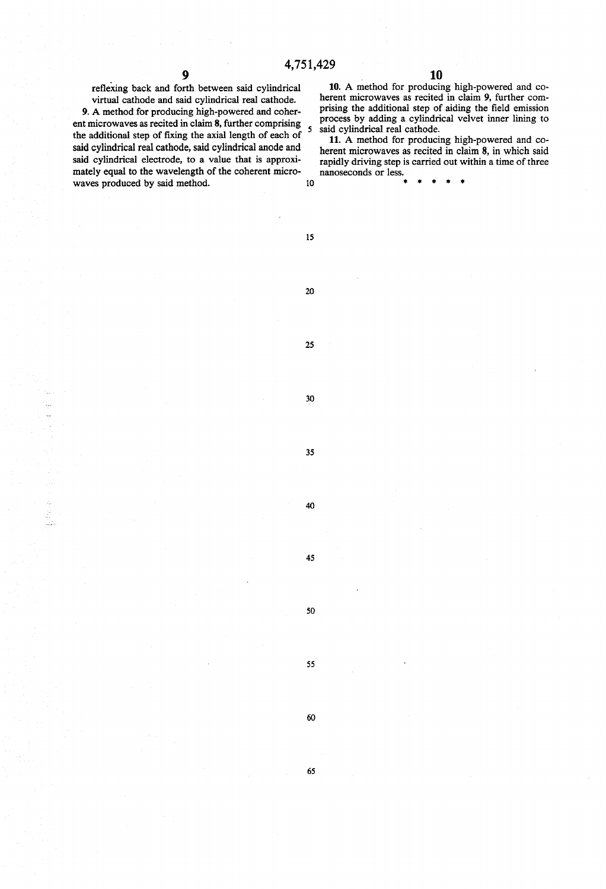reflexing back and forth between said cylindrical virtual cathode and said cylindrical real cathode.

9. A method for producing high-powered and coherent microwaves as recited in claim 8, further comprising the additional step of fixing the axial length of each of said cylindrical real cathode, said cylindrical anode and said cylindrical electrode, to a value that is approximately equal to the wavelength of the coherent microwaves produced by said method.

10. A method for producing high-powered and coherent microwaves as recited in claim 9, further comprising the additional step of aiding the field emission process by adding a cylindrical velvet inner lining to said cylindrical real cathode.

11. A method for producing high-powered and coherent microwaves as recited in claim 8, in which said rapidly driving step is carried out within a time of three nanoseconds or less.

* * * * *